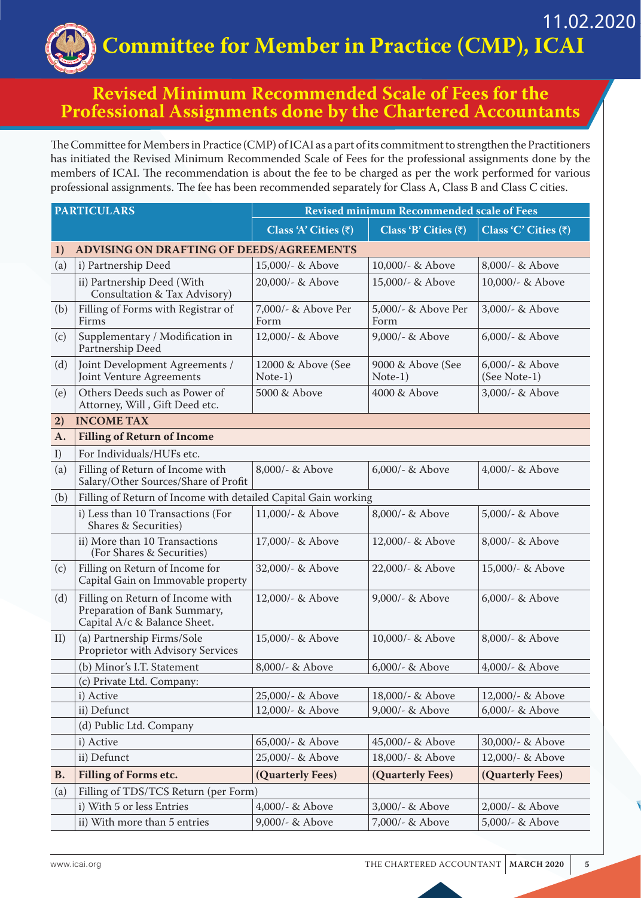11.02.2020

# Committee for Member in Practice (CMP), ICAI

## Revised Minimum Recommended Scale of Fees for the Professional Assignments done by the Chartered Accountants

The Committee for Members in Practice (CMP) of ICAI as a part of its commitment to strengthen the Practitioners has initiated the Revised Minimum Recommended Scale of Fees for the professional assignments done by the members of ICAI. The recommendation is about the fee to be charged as per the work performed for various professional assignments. The fee has been recommended separately for Class A, Class B and Class C cities.

| PARTICULARS | | Revised minimum Recommended scale of Fees | | |
|---|---|---|---|---|
| | | Class 'A' Cities (₹) | Class 'B' Cities (₹) | Class 'C' Cities (₹) |
| **1)** | **ADVISING ON DRAFTING OF DEEDS/AGREEMENTS** | | | |
| (a) | i) Partnership Deed | 15,000/- & Above | 10,000/- & Above | 8,000/- & Above |
| | ii) Partnership Deed (With Consultation & Tax Advisory) | 20,000/- & Above | 15,000/- & Above | 10,000/- & Above |
| (b) | Filling of Forms with Registrar of Firms | 7,000/- & Above Per Form | 5,000/- & Above Per Form | 3,000/- & Above |
| (c) | Supplementary / Modification in Partnership Deed | 12,000/- & Above | 9,000/- & Above | 6,000/- & Above |
| (d) | Joint Development Agreements / Joint Venture Agreements | 12000 & Above (See Note-1) | 9000 & Above (See Note-1) | 6,000/- & Above (See Note-1) |
| (e) | Others Deeds such as Power of Attorney, Will , Gift Deed etc. | 5000 & Above | 4000 & Above | 3,000/- & Above |
| **2)** | **INCOME TAX** | | | |
| **A.** | **Filling of Return of Income** | | | |
| I) | For Individuals/HUFs etc. | | | |
| (a) | Filling of Return of Income with Salary/Other Sources/Share of Profit | 8,000/- & Above | 6,000/- & Above | 4,000/- & Above |
| (b) | Filling of Return of Income with detailed Capital Gain working | | | |
| | i) Less than 10 Transactions (For Shares & Securities) | 11,000/- & Above | 8,000/- & Above | 5,000/- & Above |
| | ii) More than 10 Transactions (For Shares & Securities) | 17,000/- & Above | 12,000/- & Above | 8,000/- & Above |
| (c) | Filling on Return of Income for Capital Gain on Immovable property | 32,000/- & Above | 22,000/- & Above | 15,000/- & Above |
| (d) | Filling on Return of Income with Preparation of Bank Summary, Capital A/c & Balance Sheet. | 12,000/- & Above | 9,000/- & Above | 6,000/- & Above |
| II) | (a) Partnership Firms/Sole Proprietor with Advisory Services | 15,000/- & Above | 10,000/- & Above | 8,000/- & Above |
| | (b) Minor's I.T. Statement | 8,000/- & Above | 6,000/- & Above | 4,000/- & Above |
| | (c) Private Ltd. Company: | | | |
| | i) Active | 25,000/- & Above | 18,000/- & Above | 12,000/- & Above |
| | ii) Defunct | 12,000/- & Above | 9,000/- & Above | 6,000/- & Above |
| | (d) Public Ltd. Company | | | |
| | i) Active | 65,000/- & Above | 45,000/- & Above | 30,000/- & Above |
| | ii) Defunct | 25,000/- & Above | 18,000/- & Above | 12,000/- & Above |
| **B.** | **Filling of Forms etc.** | **(Quarterly Fees)** | **(Quarterly Fees)** | **(Quarterly Fees)** |
| (a) | Filling of TDS/TCS Return (per Form) | | | |
| | i) With 5 or less Entries | 4,000/- & Above | 3,000/- & Above | 2,000/- & Above |
| | ii) With more than 5 entries | 9,000/- & Above | 7,000/- & Above | 5,000/- & Above |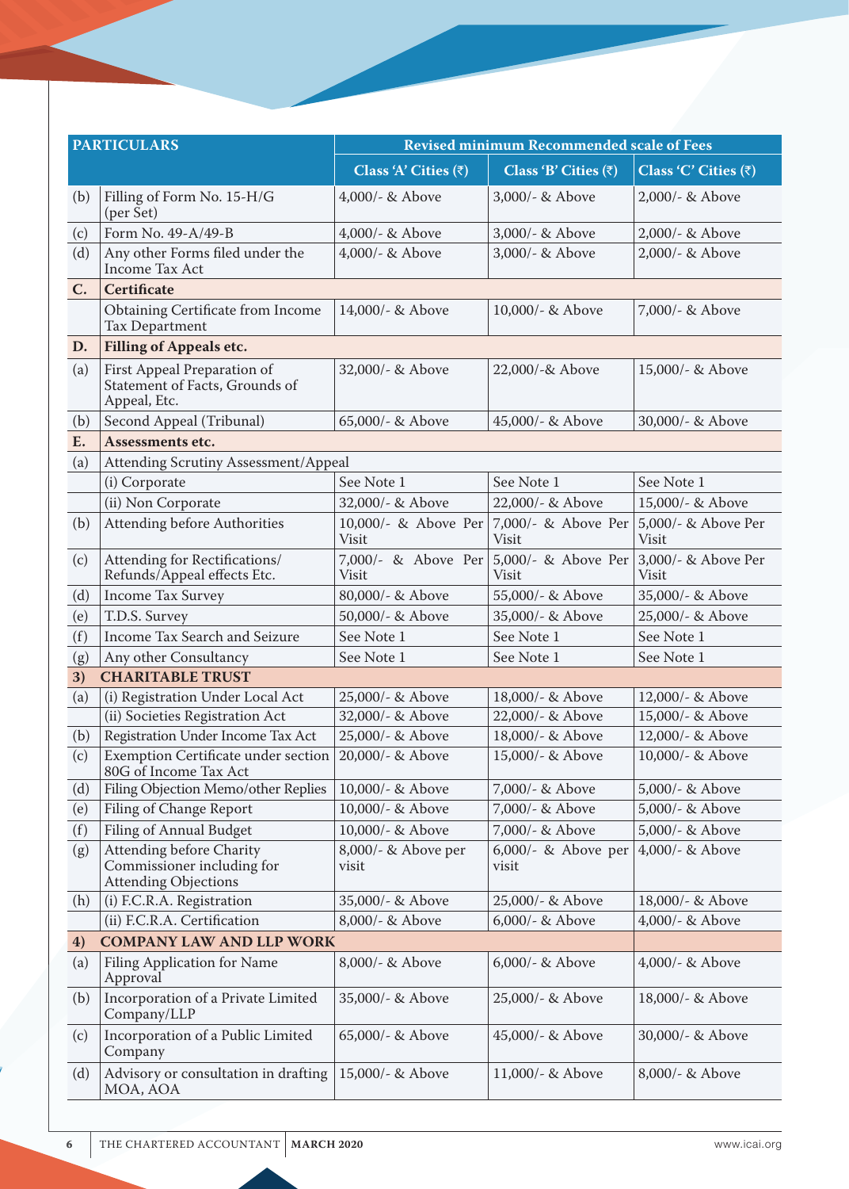| PARTICULARS | | Revised minimum Recommended scale of Fees | | |
|---|---|---|---|---|
| | | Class 'A' Cities (₹) | Class 'B' Cities (₹) | Class 'C' Cities (₹) |
| (b) | Filling of Form No. 15-H/G (per Set) | 4,000/- & Above | 3,000/- & Above | 2,000/- & Above |
| (c) | Form No. 49-A/49-B | 4,000/- & Above | 3,000/- & Above | 2,000/- & Above |
| (d) | Any other Forms filed under the Income Tax Act | 4,000/- & Above | 3,000/- & Above | 2,000/- & Above |
| **C.** | **Certificate** | | | |
| | Obtaining Certificate from Income Tax Department | 14,000/- & Above | 10,000/- & Above | 7,000/- & Above |
| **D.** | **Filling of Appeals etc.** | | | |
| (a) | First Appeal Preparation of Statement of Facts, Grounds of Appeal, Etc. | 32,000/- & Above | 22,000/-& Above | 15,000/- & Above |
| (b) | Second Appeal (Tribunal) | 65,000/- & Above | 45,000/- & Above | 30,000/- & Above |
| **E.** | **Assessments etc.** | | | |
| (a) | Attending Scrutiny Assessment/Appeal | | | |
| | (i) Corporate | See Note 1 | See Note 1 | See Note 1 |
| | (ii) Non Corporate | 32,000/- & Above | 22,000/- & Above | 15,000/- & Above |
| (b) | Attending before Authorities | 10,000/- & Above Per Visit | 7,000/- & Above Per Visit | 5,000/- & Above Per Visit |
| (c) | Attending for Rectifications/ Refunds/Appeal effects Etc. | 7,000/- & Above Per Visit | 5,000/- & Above Per Visit | 3,000/- & Above Per Visit |
| (d) | Income Tax Survey | 80,000/- & Above | 55,000/- & Above | 35,000/- & Above |
| (e) | T.D.S. Survey | 50,000/- & Above | 35,000/- & Above | 25,000/- & Above |
| (f) | Income Tax Search and Seizure | See Note 1 | See Note 1 | See Note 1 |
| (g) | Any other Consultancy | See Note 1 | See Note 1 | See Note 1 |
| **3)** | **CHARITABLE TRUST** | | | |
| (a) | (i) Registration Under Local Act | 25,000/- & Above | 18,000/- & Above | 12,000/- & Above |
| | (ii) Societies Registration Act | 32,000/- & Above | 22,000/- & Above | 15,000/- & Above |
| (b) | Registration Under Income Tax Act | 25,000/- & Above | 18,000/- & Above | 12,000/- & Above |
| (c) | Exemption Certificate under section 80G of Income Tax Act | 20,000/- & Above | 15,000/- & Above | 10,000/- & Above |
| (d) | Filing Objection Memo/other Replies | 10,000/- & Above | 7,000/- & Above | 5,000/- & Above |
| (e) | Filing of Change Report | 10,000/- & Above | 7,000/- & Above | 5,000/- & Above |
| (f) | Filing of Annual Budget | 10,000/- & Above | 7,000/- & Above | 5,000/- & Above |
| (g) | Attending before Charity Commissioner including for Attending Objections | 8,000/- & Above per visit | 6,000/- & Above per visit | 4,000/- & Above |
| (h) | (i) F.C.R.A. Registration | 35,000/- & Above | 25,000/- & Above | 18,000/- & Above |
| | (ii) F.C.R.A. Certification | 8,000/- & Above | 6,000/- & Above | 4,000/- & Above |
| **4)** | **COMPANY LAW AND LLP WORK** | | | |
| (a) | Filing Application for Name Approval | 8,000/- & Above | 6,000/- & Above | 4,000/- & Above |
| (b) | Incorporation of a Private Limited Company/LLP | 35,000/- & Above | 25,000/- & Above | 18,000/- & Above |
| (c) | Incorporation of a Public Limited Company | 65,000/- & Above | 45,000/- & Above | 30,000/- & Above |
| (d) | Advisory or consultation in drafting MOA, AOA | 15,000/- & Above | 11,000/- & Above | 8,000/- & Above |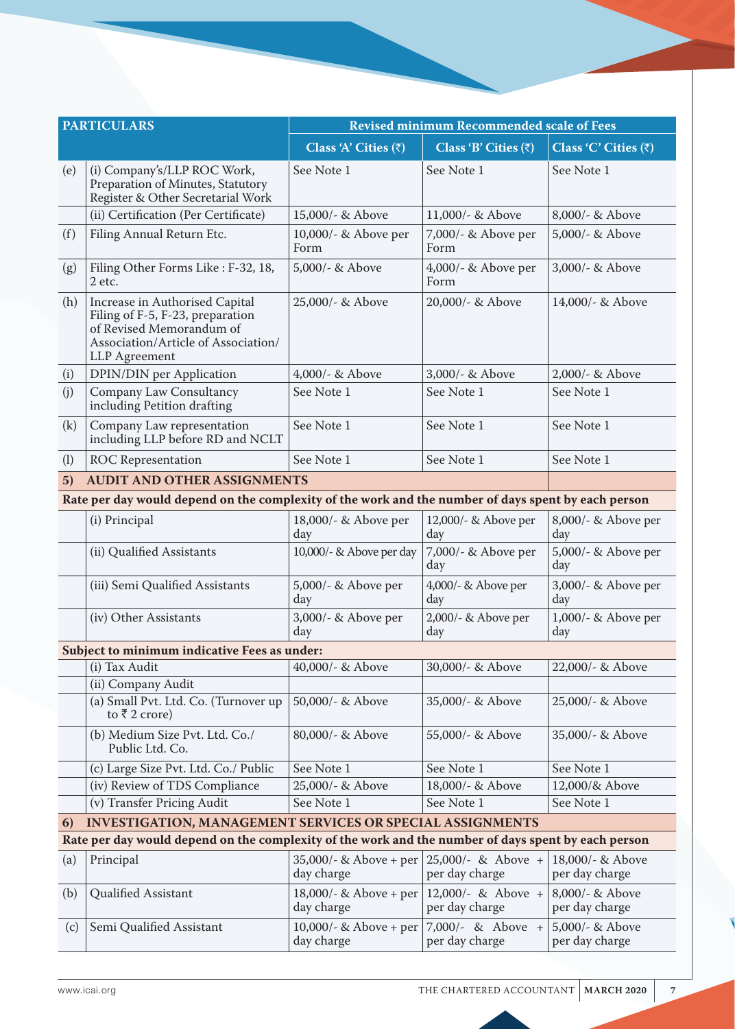| PARTICULARS | | Revised minimum Recommended scale of Fees | | |
|---|---|---|---|---|
| | | Class 'A' Cities (₹) | Class 'B' Cities (₹) | Class 'C' Cities (₹) |
| (e) | (i) Company's/LLP ROC Work, Preparation of Minutes, Statutory Register & Other Secretarial Work | See Note 1 | See Note 1 | See Note 1 |
| | (ii) Certification (Per Certificate) | 15,000/- & Above | 11,000/- & Above | 8,000/- & Above |
| (f) | Filing Annual Return Etc. | 10,000/- & Above per Form | 7,000/- & Above per Form | 5,000/- & Above |
| (g) | Filing Other Forms Like : F-32, 18, 2 etc. | 5,000/- & Above | 4,000/- & Above per Form | 3,000/- & Above |
| (h) | Increase in Authorised Capital Filing of F-5, F-23, preparation of Revised Memorandum of Association/Article of Association/ LLP Agreement | 25,000/- & Above | 20,000/- & Above | 14,000/- & Above |
| (i) | DPIN/DIN per Application | 4,000/- & Above | 3,000/- & Above | 2,000/- & Above |
| (j) | Company Law Consultancy including Petition drafting | See Note 1 | See Note 1 | See Note 1 |
| (k) | Company Law representation including LLP before RD and NCLT | See Note 1 | See Note 1 | See Note 1 |
| (l) | ROC Representation | See Note 1 | See Note 1 | See Note 1 |
| **5)** | **AUDIT AND OTHER ASSIGNMENTS** | | | |
| **Rate per day would depend on the complexity of the work and the number of days spent by each person** | | | | |
| | (i) Principal | 18,000/- & Above per day | 12,000/- & Above per day | 8,000/- & Above per day |
| | (ii) Qualified Assistants | 10,000/- & Above per day | 7,000/- & Above per day | 5,000/- & Above per day |
| | (iii) Semi Qualified Assistants | 5,000/- & Above per day | 4,000/- & Above per day | 3,000/- & Above per day |
| | (iv) Other Assistants | 3,000/- & Above per day | 2,000/- & Above per day | 1,000/- & Above per day |
| **Subject to minimum indicative Fees as under:** | | | | |
| | (i) Tax Audit | 40,000/- & Above | 30,000/- & Above | 22,000/- & Above |
| | (ii) Company Audit | | | |
| | (a) Small Pvt. Ltd. Co. (Turnover up to ₹ 2 crore) | 50,000/- & Above | 35,000/- & Above | 25,000/- & Above |
| | (b) Medium Size Pvt. Ltd. Co./ Public Ltd. Co. | 80,000/- & Above | 55,000/- & Above | 35,000/- & Above |
| | (c) Large Size Pvt. Ltd. Co./ Public | See Note 1 | See Note 1 | See Note 1 |
| | (iv) Review of TDS Compliance | 25,000/- & Above | 18,000/- & Above | 12,000/& Above |
| | (v) Transfer Pricing Audit | See Note 1 | See Note 1 | See Note 1 |
| **6)** | **INVESTIGATION, MANAGEMENT SERVICES OR SPECIAL ASSIGNMENTS** | | | |
| **Rate per day would depend on the complexity of the work and the number of days spent by each person** | | | | |
| (a) | Principal | 35,000/- & Above + per day charge | 25,000/- & Above + per day charge | 18,000/- & Above per day charge |
| (b) | Qualified Assistant | 18,000/- & Above + per day charge | 12,000/- & Above + per day charge | 8,000/- & Above per day charge |
| (c) | Semi Qualified Assistant | 10,000/- & Above + per day charge | 7,000/- & Above + per day charge | 5,000/- & Above per day charge |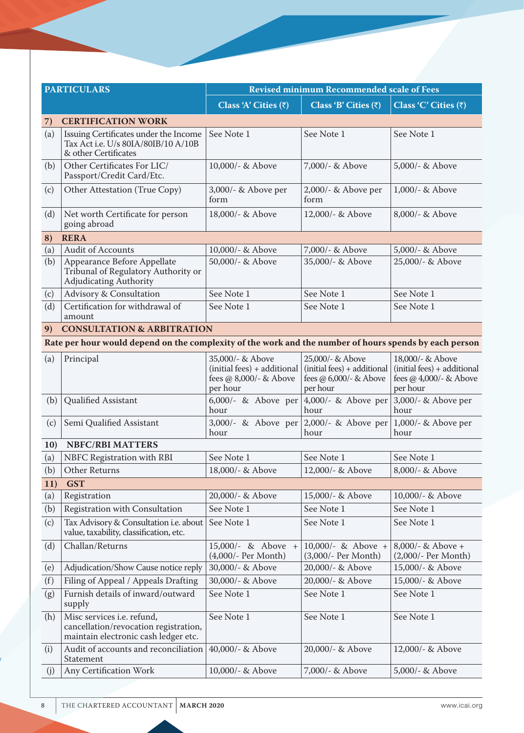| PARTICULARS | | Revised minimum Recommended scale of Fees | | |
|---|---|---|---|---|
| | | Class 'A' Cities (₹) | Class 'B' Cities (₹) | Class 'C' Cities (₹) |
| **7)** | **CERTIFICATION WORK** | | | |
| (a) | Issuing Certificates under the Income Tax Act i.e. U/s 80IA/80IB/10 A/10B & other Certificates | See Note 1 | See Note 1 | See Note 1 |
| (b) | Other Certificates For LIC/ Passport/Credit Card/Etc. | 10,000/- & Above | 7,000/- & Above | 5,000/- & Above |
| (c) | Other Attestation (True Copy) | 3,000/- & Above per form | 2,000/- & Above per form | 1,000/- & Above |
| (d) | Net worth Certificate for person going abroad | 18,000/- & Above | 12,000/- & Above | 8,000/- & Above |
| **8)** | **RERA** | | | |
| (a) | Audit of Accounts | 10,000/- & Above | 7,000/- & Above | 5,000/- & Above |
| (b) | Appearance Before Appellate Tribunal of Regulatory Authority or Adjudicating Authority | 50,000/- & Above | 35,000/- & Above | 25,000/- & Above |
| (c) | Advisory & Consultation | See Note 1 | See Note 1 | See Note 1 |
| (d) | Certification for withdrawal of amount | See Note 1 | See Note 1 | See Note 1 |
| **9)** | **CONSULTATION & ARBITRATION** | | | |
| **Rate per hour would depend on the complexity of the work and the number of hours spends by each person** | | | | |
| (a) | Principal | 35,000/- & Above (initial fees) + additional fees @ 8,000/- & Above per hour | 25,000/- & Above (initial fees) + additional fees @ 6,000/- & Above per hour | 18,000/- & Above (initial fees) + additional fees @ 4,000/- & Above per hour |
| (b) | Qualified Assistant | 6,000/- & Above per hour | 4,000/- & Above per hour | 3,000/- & Above per hour |
| (c) | Semi Qualified Assistant | 3,000/- & Above per hour | 2,000/- & Above per hour | 1,000/- & Above per hour |
| **10)** | **NBFC/RBI MATTERS** | | | |
| (a) | NBFC Registration with RBI | See Note 1 | See Note 1 | See Note 1 |
| (b) | Other Returns | 18,000/- & Above | 12,000/- & Above | 8,000/- & Above |
| **11)** | **GST** | | | |
| (a) | Registration | 20,000/- & Above | 15,000/- & Above | 10,000/- & Above |
| (b) | Registration with Consultation | See Note 1 | See Note 1 | See Note 1 |
| (c) | Tax Advisory & Consultation i.e. about value, taxability, classification, etc. | See Note 1 | See Note 1 | See Note 1 |
| (d) | Challan/Returns | 15,000/- & Above + (4,000/- Per Month) | 10,000/- & Above + (3,000/- Per Month) | 8,000/- & Above + (2,000/- Per Month) |
| (e) | Adjudication/Show Cause notice reply | 30,000/- & Above | 20,000/- & Above | 15,000/- & Above |
| (f) | Filing of Appeal / Appeals Drafting | 30,000/- & Above | 20,000/- & Above | 15,000/- & Above |
| (g) | Furnish details of inward/outward supply | See Note 1 | See Note 1 | See Note 1 |
| (h) | Misc services i.e. refund, cancellation/revocation registration, maintain electronic cash ledger etc. | See Note 1 | See Note 1 | See Note 1 |
| (i) | Audit of accounts and reconciliation Statement | 40,000/- & Above | 20,000/- & Above | 12,000/- & Above |
| (j) | Any Certification Work | 10,000/- & Above | 7,000/- & Above | 5,000/- & Above |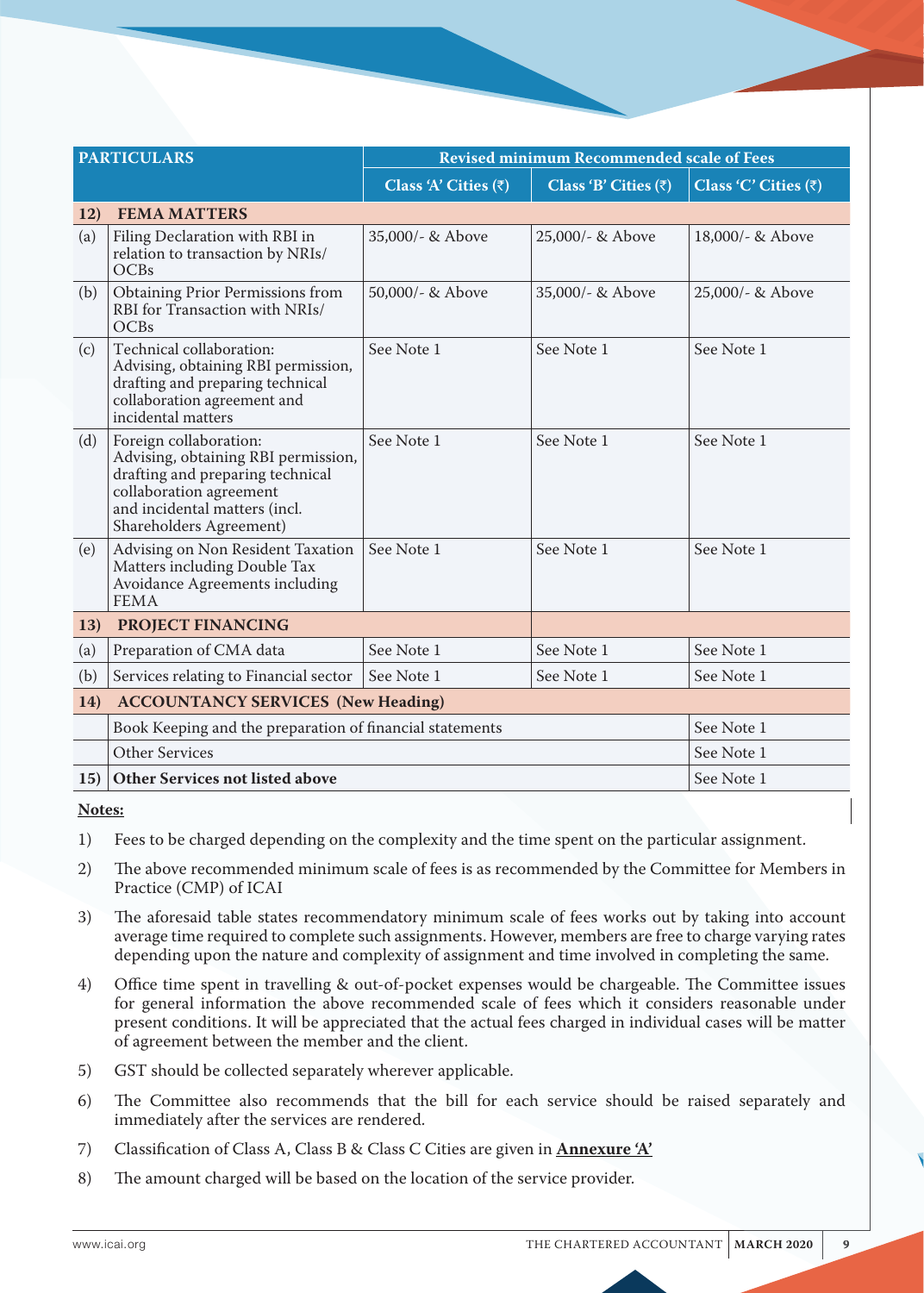| PARTICULARS | | Revised minimum Recommended scale of Fees | | |
|---|---|---|---|---|
| | | Class 'A' Cities (₹) | Class 'B' Cities (₹) | Class 'C' Cities (₹) |
| **12)** | **FEMA MATTERS** | | | |
| (a) | Filing Declaration with RBI in relation to transaction by NRIs/ OCBs | 35,000/- & Above | 25,000/- & Above | 18,000/- & Above |
| (b) | Obtaining Prior Permissions from RBI for Transaction with NRIs/ OCBs | 50,000/- & Above | 35,000/- & Above | 25,000/- & Above |
| (c) | Technical collaboration: Advising, obtaining RBI permission, drafting and preparing technical collaboration agreement and incidental matters | See Note 1 | See Note 1 | See Note 1 |
| (d) | Foreign collaboration: Advising, obtaining RBI permission, drafting and preparing technical collaboration agreement and incidental matters (incl. Shareholders Agreement) | See Note 1 | See Note 1 | See Note 1 |
| (e) | Advising on Non Resident Taxation Matters including Double Tax Avoidance Agreements including FEMA | See Note 1 | See Note 1 | See Note 1 |
| **13)** | **PROJECT FINANCING** | | | |
| (a) | Preparation of CMA data | See Note 1 | See Note 1 | See Note 1 |
| (b) | Services relating to Financial sector | See Note 1 | See Note 1 | See Note 1 |
| **14)** | **ACCOUNTANCY SERVICES (New Heading)** | | | |
| | Book Keeping and the preparation of financial statements | | | See Note 1 |
| | Other Services | | | See Note 1 |
| **15)** | **Other Services not listed above** | | | See Note 1 |

**Notes:**

1) Fees to be charged depending on the complexity and the time spent on the particular assignment.

2) The above recommended minimum scale of fees is as recommended by the Committee for Members in Practice (CMP) of ICAI

3) The aforesaid table states recommendatory minimum scale of fees works out by taking into account average time required to complete such assignments. However, members are free to charge varying rates depending upon the nature and complexity of assignment and time involved in completing the same.

4) Office time spent in travelling & out-of-pocket expenses would be chargeable. The Committee issues for general information the above recommended scale of fees which it considers reasonable under present conditions. It will be appreciated that the actual fees charged in individual cases will be matter of agreement between the member and the client.

5) GST should be collected separately wherever applicable.

6) The Committee also recommends that the bill for each service should be raised separately and immediately after the services are rendered.

7) Classification of Class A, Class B & Class C Cities are given in **Annexure 'A'**

8) The amount charged will be based on the location of the service provider.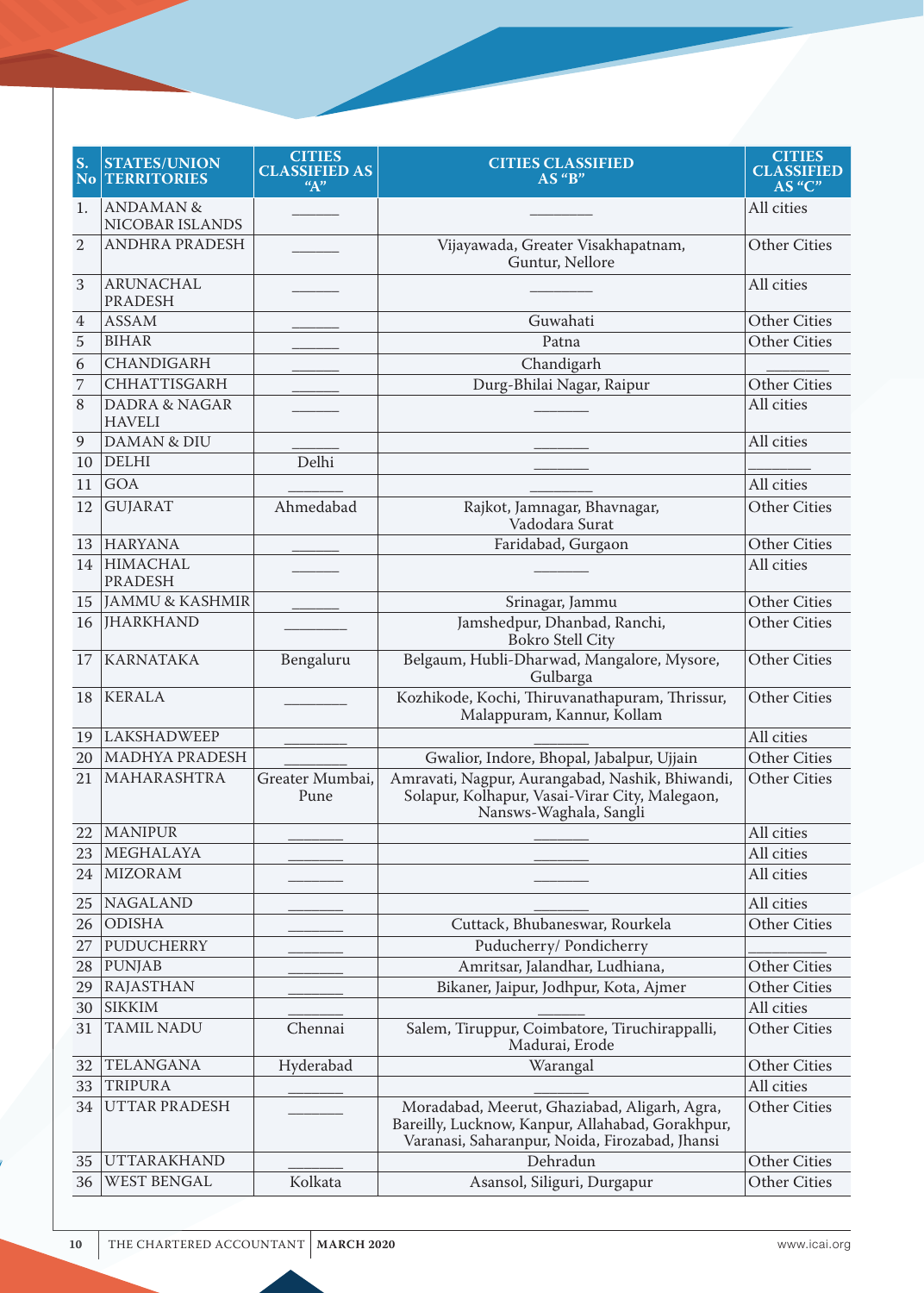| S. No | STATES/UNION TERRITORIES | CITIES CLASSIFIED AS "A" | CITIES CLASSIFIED AS "B" | CITIES CLASSIFIED AS "C" |
|---|---|---|---|---|
| 1. | ANDAMAN & NICOBAR ISLANDS | \_\_\_\_\_\_ | \_\_\_\_\_\_\_\_ | All cities |
| 2 | ANDHRA PRADESH | \_\_\_\_\_\_ | Vijayawada, Greater Visakhapatnam, Guntur, Nellore | Other Cities |
| 3 | ARUNACHAL PRADESH | \_\_\_\_\_\_ | \_\_\_\_\_\_\_\_ | All cities |
| 4 | ASSAM | \_\_\_\_\_\_ | Guwahati | Other Cities |
| 5 | BIHAR | \_\_\_\_\_\_ | Patna | Other Cities |
| 6 | CHANDIGARH | \_\_\_\_\_\_ | Chandigarh | \_\_\_\_\_\_\_\_ |
| 7 | CHHATTISGARH | \_\_\_\_\_\_ | Durg-Bhilai Nagar, Raipur | Other Cities |
| 8 | DADRA & NAGAR HAVELI | \_\_\_\_\_\_ | \_\_\_\_\_\_\_ | All cities |
| 9 | DAMAN & DIU | \_\_\_\_\_\_ | \_\_\_\_\_\_\_ | All cities |
| 10 | DELHI | Delhi | \_\_\_\_\_\_\_ | \_\_\_\_\_\_\_\_ |
| 11 | GOA | \_\_\_\_\_\_\_ | \_\_\_\_\_\_\_ | All cities |
| 12 | GUJARAT | Ahmedabad | Rajkot, Jamnagar, Bhavnagar, Vadodara Surat | Other Cities |
| 13 | HARYANA | \_\_\_\_\_\_ | Faridabad, Gurgaon | Other Cities |
| 14 | HIMACHAL PRADESH | \_\_\_\_\_\_ | \_\_\_\_\_\_\_ | All cities |
| 15 | JAMMU & KASHMIR | \_\_\_\_\_\_ | Srinagar, Jammu | Other Cities |
| 16 | JHARKHAND | \_\_\_\_\_\_\_\_ | Jamshedpur, Dhanbad, Ranchi, Bokro Stell City | Other Cities |
| 17 | KARNATAKA | Bengaluru | Belgaum, Hubli-Dharwad, Mangalore, Mysore, Gulbarga | Other Cities |
| 18 | KERALA | \_\_\_\_\_\_\_\_ | Kozhikode, Kochi, Thiruvanathapuram, Thrissur, Malappuram, Kannur, Kollam | Other Cities |
| 19 | LAKSHADWEEP | \_\_\_\_\_\_\_\_ | \_\_\_\_\_\_\_ | All cities |
| 20 | MADHYA PRADESH | \_\_\_\_\_\_\_\_ | Gwalior, Indore, Bhopal, Jabalpur, Ujjain | Other Cities |
| 21 | MAHARASHTRA | Greater Mumbai, Pune | Amravati, Nagpur, Aurangabad, Nashik, Bhiwandi, Solapur, Kolhapur, Vasai-Virar City, Malegaon, Nansws-Waghala, Sangli | Other Cities |
| 22 | MANIPUR | \_\_\_\_\_\_\_ | \_\_\_\_\_\_\_ | All cities |
| 23 | MEGHALAYA | \_\_\_\_\_\_\_ | \_\_\_\_\_\_\_ | All cities |
| 24 | MIZORAM | \_\_\_\_\_\_\_ | \_\_\_\_\_\_\_ | All cities |
| 25 | NAGALAND | \_\_\_\_\_\_\_ | \_\_\_\_\_\_\_ | All cities |
| 26 | ODISHA | \_\_\_\_\_\_\_ | Cuttack, Bhubaneswar, Rourkela | Other Cities |
| 27 | PUDUCHERRY | \_\_\_\_\_\_\_ | Puducherry/ Pondicherry | \_\_\_\_\_\_\_\_ |
| 28 | PUNJAB | \_\_\_\_\_\_\_ | Amritsar, Jalandhar, Ludhiana, | Other Cities |
| 29 | RAJASTHAN | \_\_\_\_\_\_\_ | Bikaner, Jaipur, Jodhpur, Kota, Ajmer | Other Cities |
| 30 | SIKKIM | \_\_\_\_\_\_\_ | \_\_\_\_\_\_ | All cities |
| 31 | TAMIL NADU | Chennai | Salem, Tiruppur, Coimbatore, Tiruchirappalli, Madurai, Erode | Other Cities |
| 32 | TELANGANA | Hyderabad | Warangal | Other Cities |
| 33 | TRIPURA | \_\_\_\_\_\_\_ | \_\_\_\_\_\_\_ | All cities |
| 34 | UTTAR PRADESH | \_\_\_\_\_\_\_ | Moradabad, Meerut, Ghaziabad, Aligarh, Agra, Bareilly, Lucknow, Kanpur, Allahabad, Gorakhpur, Varanasi, Saharanpur, Noida, Firozabad, Jhansi | Other Cities |
| 35 | UTTARAKHAND | \_\_\_\_\_\_\_ | Dehradun | Other Cities |
| 36 | WEST BENGAL | Kolkata | Asansol, Siliguri, Durgapur | Other Cities |